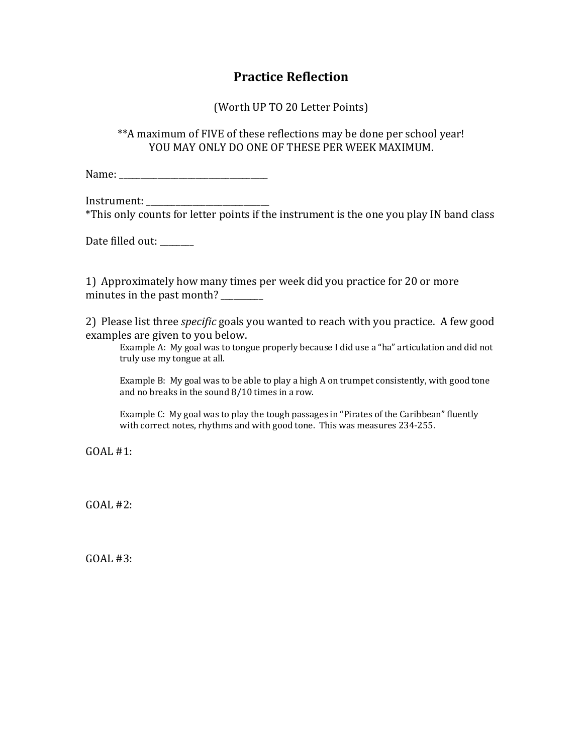# Practice Reflection

(Worth UP TO 20 Letter Points)

**A maximum of FIVE of these reflections may be done per school year!
YOU MAY ONLY DO ONE OF THESE PER WEEK MAXIMUM.

Name: ___________________________________

Instrument: ____________________________
*This only counts for letter points if the instrument is the one you play IN band class

Date filled out: ________

1) Approximately how many times per week did you practice for 20 or more minutes in the past month? __________

2) Please list three *specific* goals you wanted to reach with you practice. A few good examples are given to you below.

> Example A: My goal was to tongue properly because I did use a "ha" articulation and did not truly use my tongue at all.
>
> Example B: My goal was to be able to play a high A on trumpet consistently, with good tone and no breaks in the sound 8/10 times in a row.
>
> Example C: My goal was to play the tough passages in "Pirates of the Caribbean" fluently with correct notes, rhythms and with good tone. This was measures 234-255.

GOAL #1:

GOAL #2:

GOAL #3: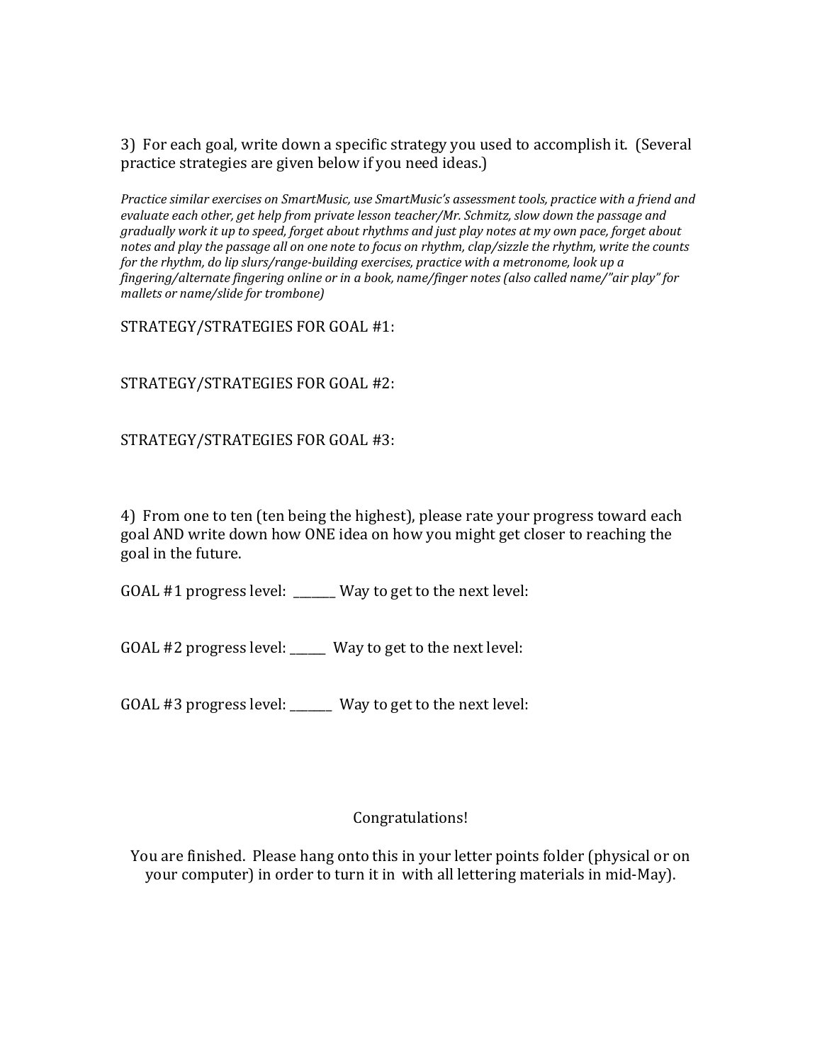3) For each goal, write down a specific strategy you used to accomplish it. (Several practice strategies are given below if you need ideas.)

*Practice similar exercises on SmartMusic, use SmartMusic's assessment tools, practice with a friend and evaluate each other, get help from private lesson teacher/Mr. Schmitz, slow down the passage and gradually work it up to speed, forget about rhythms and just play notes at my own pace, forget about notes and play the passage all on one note to focus on rhythm, clap/sizzle the rhythm, write the counts for the rhythm, do lip slurs/range-building exercises, practice with a metronome, look up a fingering/alternate fingering online or in a book, name/finger notes (also called name/"air play" for mallets or name/slide for trombone)*

STRATEGY/STRATEGIES FOR GOAL #1:

STRATEGY/STRATEGIES FOR GOAL #2:

STRATEGY/STRATEGIES FOR GOAL #3:

4) From one to ten (ten being the highest), please rate your progress toward each goal AND write down how ONE idea on how you might get closer to reaching the goal in the future.

GOAL #1 progress level: _______ Way to get to the next level:

GOAL #2 progress level: ______ Way to get to the next level:

GOAL #3 progress level: _______ Way to get to the next level:

Congratulations!

You are finished. Please hang onto this in your letter points folder (physical or on your computer) in order to turn it in with all lettering materials in mid-May).